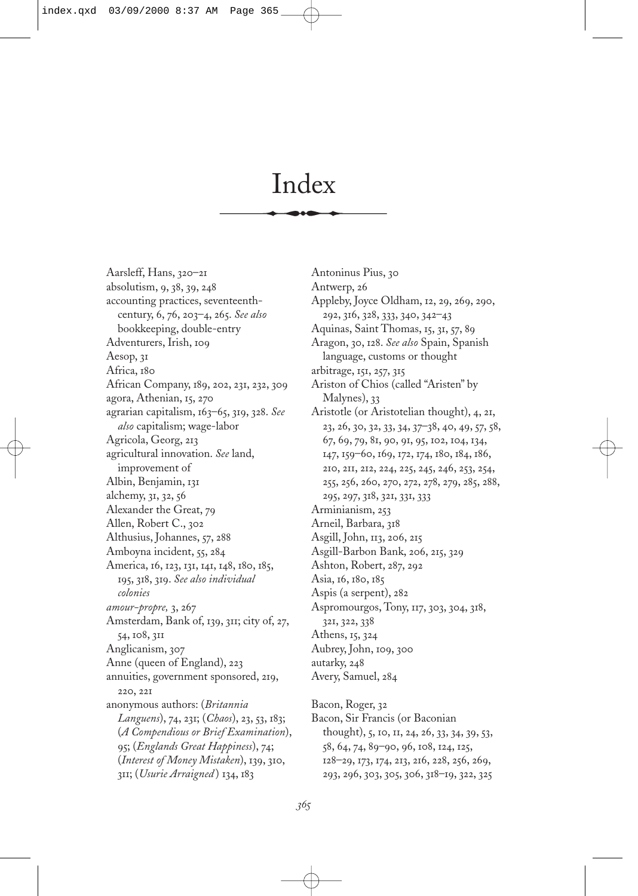# Index

Aarsleff, Hans, 320–21
absolutism, 9, 38, 39, 248
accounting practices, seventeenth-century, 6, 76, 203–4, 265. *See also* bookkeeping, double-entry
Adventurers, Irish, 109
Aesop, 31
Africa, 180
African Company, 189, 202, 231, 232, 309
agora, Athenian, 15, 270
agrarian capitalism, 163–65, 319, 328. *See also* capitalism; wage-labor
Agricola, Georg, 213
agricultural innovation. *See* land, improvement of
Albin, Benjamin, 131
alchemy, 31, 32, 56
Alexander the Great, 79
Allen, Robert C., 302
Althusius, Johannes, 57, 288
Amboyna incident, 55, 284
America, 16, 123, 131, 141, 148, 180, 185, 195, 318, 319. *See also individual colonies*
*amour-propre,* 3, 267
Amsterdam, Bank of, 139, 311; city of, 27, 54, 108, 311
Anglicanism, 307
Anne (queen of England), 223
annuities, government sponsored, 219, 220, 221
anonymous authors: (*Britannia Languens*), 74, 231; (*Chaos*), 23, 53, 183; (*A Compendious or Brief Examination*), 95; (*Englands Great Happiness*), 74; (*Interest of Money Mistaken*), 139, 310, 311; (*Usurie Arraigned*) 134, 183
Antoninus Pius, 30
Antwerp, 26
Appleby, Joyce Oldham, 12, 29, 269, 290, 292, 316, 328, 333, 340, 342–43
Aquinas, Saint Thomas, 15, 31, 57, 89
Aragon, 30, 128. *See also* Spain, Spanish language, customs or thought
arbitrage, 151, 257, 315
Ariston of Chios (called "Aristen" by Malynes), 33
Aristotle (or Aristotelian thought), 4, 21, 23, 26, 30, 32, 33, 34, 37–38, 40, 49, 57, 58, 67, 69, 79, 81, 90, 91, 95, 102, 104, 134, 147, 159–60, 169, 172, 174, 180, 184, 186, 210, 211, 212, 224, 225, 245, 246, 253, 254, 255, 256, 260, 270, 272, 278, 279, 285, 288, 295, 297, 318, 321, 331, 333
Arminianism, 253
Arneil, Barbara, 318
Asgill, John, 113, 206, 215
Asgill-Barbon Bank, 206, 215, 329
Ashton, Robert, 287, 292
Asia, 16, 180, 185
Aspis (a serpent), 282
Aspromourgos, Tony, 117, 303, 304, 318, 321, 322, 338
Athens, 15, 324
Aubrey, John, 109, 300
autarky, 248
Avery, Samuel, 284

Bacon, Roger, 32
Bacon, Sir Francis (or Baconian thought), 5, 10, 11, 24, 26, 33, 34, 39, 53, 58, 64, 74, 89–90, 96, 108, 124, 125, 128–29, 173, 174, 213, 216, 228, 256, 269, 293, 296, 303, 305, 306, 318–19, 322, 325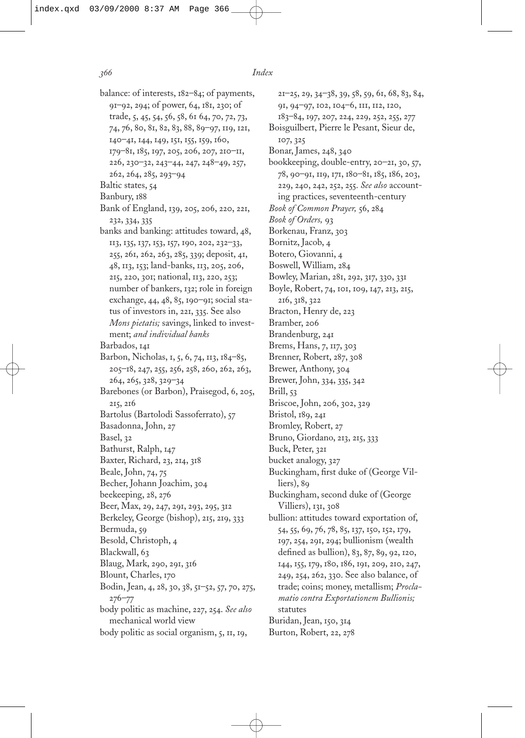balance: of interests, 182–84; of payments, 91–92, 294; of power, 64, 181, 230; of trade, 5, 45, 54, 56, 58, 61 64, 70, 72, 73, 74, 76, 80, 81, 82, 83, 88, 89–97, 119, 121, 140–41, 144, 149, 151, 155, 159, 160, 179–81, 185, 197, 205, 206, 207, 210–11, 226, 230–32, 243–44, 247, 248–49, 257, 262, 264, 285, 293–94

Baltic states, 54

Banbury, 188

Bank of England, 139, 205, 206, 220, 221, 232, 334, 335

banks and banking: attitudes toward, 48, 113, 135, 137, 153, 157, 190, 202, 232–33, 255, 261, 262, 263, 285, 339; deposit, 41, 48, 113, 153; land-banks, 113, 205, 206, 215, 220, 301; national, 113, 220, 253; number of bankers, 132; role in foreign exchange, 44, 48, 85, 190–91; social status of investors in, 221, 335. See also *Mons pietatis;* savings, linked to investment; *and individual banks*

Barbados, 141

Barbon, Nicholas, 1, 5, 6, 74, 113, 184–85, 205–18, 247, 255, 256, 258, 260, 262, 263, 264, 265, 328, 329–34

Barebones (or Barbon), Praisegod, 6, 205, 215, 216

Bartolus (Bartolodi Sassoferrato), 57

Basadonna, John, 27

Basel, 32

Bathurst, Ralph, 147

Baxter, Richard, 23, 214, 318

Beale, John, 74, 75

Becher, Johann Joachim, 304

beekeeping, 28, 276

Beer, Max, 29, 247, 291, 293, 295, 312

Berkeley, George (bishop), 215, 219, 333

Bermuda, 59

Besold, Christoph, 4

Blackwall, 63

Blaug, Mark, 290, 291, 316

Blount, Charles, 170

Bodin, Jean, 4, 28, 30, 38, 51–52, 57, 70, 275, 276–77

body politic as machine, 227, 254. *See also* mechanical world view

body politic as social organism, 5, 11, 19, 21–25, 29, 34–38, 39, 58, 59, 61, 68, 83, 84, 91, 94–97, 102, 104–6, 111, 112, 120, 183–84, 197, 207, 224, 229, 252, 255, 277

Boisguilbert, Pierre le Pesant, Sieur de, 107, 325

Bonar, James, 248, 340

bookkeeping, double-entry, 20–21, 30, 57, 78, 90–91, 119, 171, 180–81, 185, 186, 203, 229, 240, 242, 252, 255. *See also* accounting practices, seventeenth-century

*Book of Common Prayer,* 56, 284

*Book of Orders,* 93

Borkenau, Franz, 303

Bornitz, Jacob, 4

Botero, Giovanni, 4

Boswell, William, 284

Bowley, Marian, 281, 292, 317, 330, 331

Boyle, Robert, 74, 101, 109, 147, 213, 215, 216, 318, 322

Bracton, Henry de, 223

Bramber, 206

Brandenburg, 241

Brems, Hans, 7, 117, 303

Brenner, Robert, 287, 308

Brewer, Anthony, 304

Brewer, John, 334, 335, 342

Brill, 53

Briscoe, John, 206, 302, 329

Bristol, 189, 241

Bromley, Robert, 27

Bruno, Giordano, 213, 215, 333

Buck, Peter, 321

bucket analogy, 327

Buckingham, first duke of (George Villiers), 89

Buckingham, second duke of (George Villiers), 131, 308

bullion: attitudes toward exportation of, 54, 55, 69, 76, 78, 85, 137, 150, 152, 179, 197, 254, 291, 294; bullionism (wealth defined as bullion), 83, 87, 89, 92, 120, 144, 155, 179, 180, 186, 191, 209, 210, 247, 249, 254, 262, 330. See also balance, of trade; coins; money, metallism; *Proclamatio contra Exportationem Bullionis;* statutes

Buridan, Jean, 150, 314

Burton, Robert, 22, 278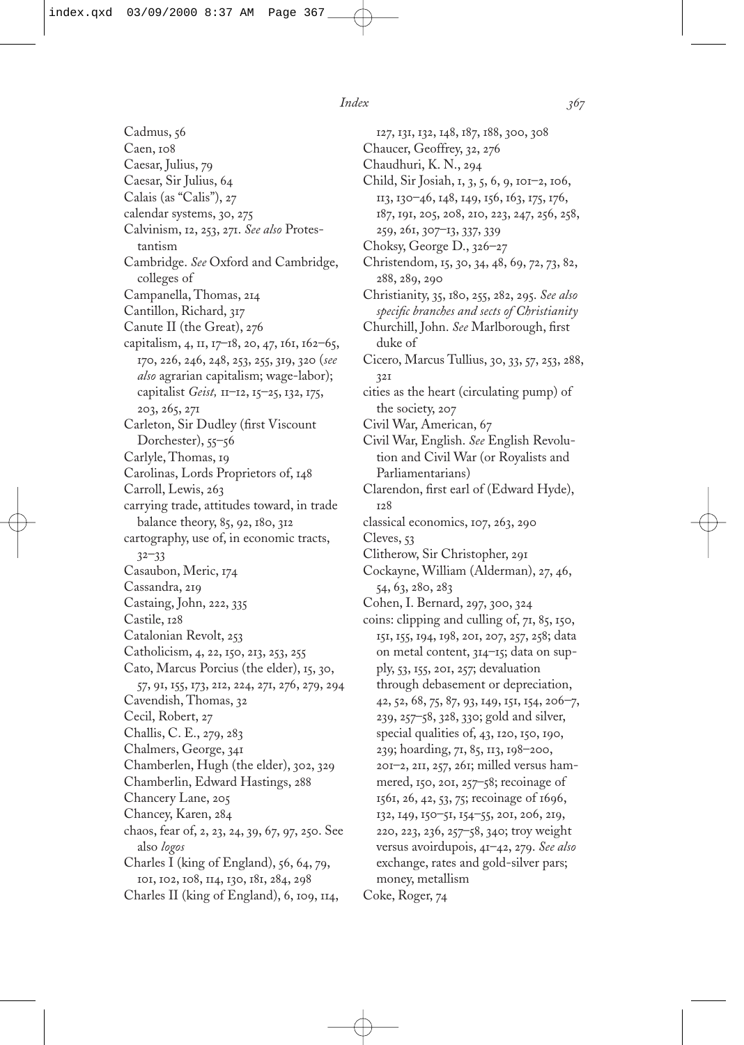Cadmus, 56
Caen, 108
Caesar, Julius, 79
Caesar, Sir Julius, 64
Calais (as "Calis"), 27
calendar systems, 30, 275
Calvinism, 12, 253, 271. *See also* Protestantism
Cambridge. *See* Oxford and Cambridge, colleges of
Campanella, Thomas, 214
Cantillon, Richard, 317
Canute II (the Great), 276
capitalism, 4, 11, 17–18, 20, 47, 161, 162–65, 170, 226, 246, 248, 253, 255, 319, 320 (*see also* agrarian capitalism; wage-labor); capitalist *Geist,* 11–12, 15–25, 132, 175, 203, 265, 271
Carleton, Sir Dudley (first Viscount Dorchester), 55–56
Carlyle, Thomas, 19
Carolinas, Lords Proprietors of, 148
Carroll, Lewis, 263
carrying trade, attitudes toward, in trade balance theory, 85, 92, 180, 312
cartography, use of, in economic tracts, 32–33
Casaubon, Meric, 174
Cassandra, 219
Castaing, John, 222, 335
Castile, 128
Catalonian Revolt, 253
Catholicism, 4, 22, 150, 213, 253, 255
Cato, Marcus Porcius (the elder), 15, 30, 57, 91, 155, 173, 212, 224, 271, 276, 279, 294
Cavendish, Thomas, 32
Cecil, Robert, 27
Challis, C. E., 279, 283
Chalmers, George, 341
Chamberlen, Hugh (the elder), 302, 329
Chamberlin, Edward Hastings, 288
Chancery Lane, 205
Chancey, Karen, 284
chaos, fear of, 2, 23, 24, 39, 67, 97, 250. See also *logos*
Charles I (king of England), 56, 64, 79, 101, 102, 108, 114, 130, 181, 284, 298
Charles II (king of England), 6, 109, 114, 127, 131, 132, 148, 187, 188, 300, 308
Chaucer, Geoffrey, 32, 276
Chaudhuri, K. N., 294
Child, Sir Josiah, 1, 3, 5, 6, 9, 101–2, 106, 113, 130–46, 148, 149, 156, 163, 175, 176, 187, 191, 205, 208, 210, 223, 247, 256, 258, 259, 261, 307–13, 337, 339
Choksy, George D., 326–27
Christendom, 15, 30, 34, 48, 69, 72, 73, 82, 288, 289, 290
Christianity, 35, 180, 255, 282, 295. *See also specific branches and sects of Christianity*
Churchill, John. *See* Marlborough, first duke of
Cicero, Marcus Tullius, 30, 33, 57, 253, 288, 321
cities as the heart (circulating pump) of the society, 207
Civil War, American, 67
Civil War, English. *See* English Revolution and Civil War (or Royalists and Parliamentarians)
Clarendon, first earl of (Edward Hyde), 128
classical economics, 107, 263, 290
Cleves, 53
Clitherow, Sir Christopher, 291
Cockayne, William (Alderman), 27, 46, 54, 63, 280, 283
Cohen, I. Bernard, 297, 300, 324
coins: clipping and culling of, 71, 85, 150, 151, 155, 194, 198, 201, 207, 257, 258; data on metal content, 314–15; data on supply, 53, 155, 201, 257; devaluation through debasement or depreciation, 42, 52, 68, 75, 87, 93, 149, 151, 154, 206–7, 239, 257–58, 328, 330; gold and silver, special qualities of, 43, 120, 150, 190, 239; hoarding, 71, 85, 113, 198–200, 201–2, 211, 257, 261; milled versus hammered, 150, 201, 257–58; recoinage of 1561, 26, 42, 53, 75; recoinage of 1696, 132, 149, 150–51, 154–55, 201, 206, 219, 220, 223, 236, 257–58, 340; troy weight versus avoirdupois, 41–42, 279. *See also* exchange, rates and gold-silver pars; money, metallism
Coke, Roger, 74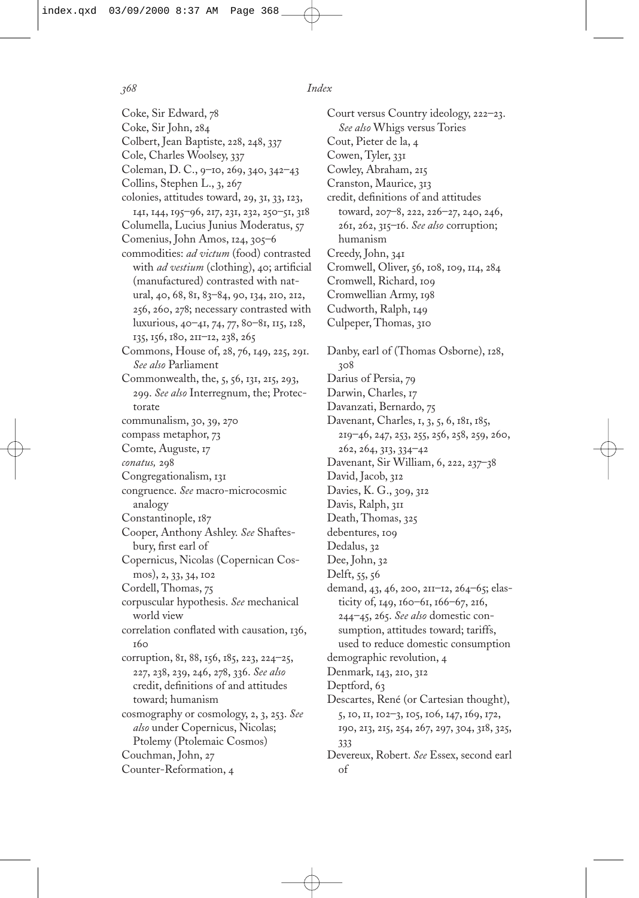Coke, Sir Edward, 78
Coke, Sir John, 284
Colbert, Jean Baptiste, 228, 248, 337
Cole, Charles Woolsey, 337
Coleman, D. C., 9–10, 269, 340, 342–43
Collins, Stephen L., 3, 267
colonies, attitudes toward, 29, 31, 33, 123, 141, 144, 195–96, 217, 231, 232, 250–51, 318
Columella, Lucius Junius Moderatus, 57
Comenius, John Amos, 124, 305–6
commodities: *ad victum* (food) contrasted with *ad vestium* (clothing), 40; artificial (manufactured) contrasted with natural, 40, 68, 81, 83–84, 90, 134, 210, 212, 256, 260, 278; necessary contrasted with luxurious, 40–41, 74, 77, 80–81, 115, 128, 135, 156, 180, 211–12, 238, 265
Commons, House of, 28, 76, 149, 225, 291. *See also* Parliament
Commonwealth, the, 5, 56, 131, 215, 293, 299. *See also* Interregnum, the; Protectorate
communalism, 30, 39, 270
compass metaphor, 73
Comte, Auguste, 17
*conatus,* 298
Congregationalism, 131
congruence. *See* macro-microcosmic analogy
Constantinople, 187
Cooper, Anthony Ashley. *See* Shaftesbury, first earl of
Copernicus, Nicolas (Copernican Cosmos), 2, 33, 34, 102
Cordell, Thomas, 75
corpuscular hypothesis. *See* mechanical world view
correlation conflated with causation, 136, 160
corruption, 81, 88, 156, 185, 223, 224–25, 227, 238, 239, 246, 278, 336. *See also* credit, definitions of and attitudes toward; humanism
cosmography or cosmology, 2, 3, 253. *See also* under Copernicus, Nicolas; Ptolemy (Ptolemaic Cosmos)
Couchman, John, 27
Counter-Reformation, 4
Court versus Country ideology, 222–23. *See also* Whigs versus Tories
Cout, Pieter de la, 4
Cowen, Tyler, 331
Cowley, Abraham, 215
Cranston, Maurice, 313
credit, definitions of and attitudes toward, 207–8, 222, 226–27, 240, 246, 261, 262, 315–16. *See also* corruption; humanism
Creedy, John, 341
Cromwell, Oliver, 56, 108, 109, 114, 284
Cromwell, Richard, 109
Cromwellian Army, 198
Cudworth, Ralph, 149
Culpeper, Thomas, 310

Danby, earl of (Thomas Osborne), 128, 308
Darius of Persia, 79
Darwin, Charles, 17
Davanzati, Bernardo, 75
Davenant, Charles, 1, 3, 5, 6, 181, 185, 219–46, 247, 253, 255, 256, 258, 259, 260, 262, 264, 313, 334–42
Davenant, Sir William, 6, 222, 237–38
David, Jacob, 312
Davies, K. G., 309, 312
Davis, Ralph, 311
Death, Thomas, 325
debentures, 109
Dedalus, 32
Dee, John, 32
Delft, 55, 56
demand, 43, 46, 200, 211–12, 264–65; elasticity of, 149, 160–61, 166–67, 216, 244–45, 265. *See also* domestic consumption, attitudes toward; tariffs, used to reduce domestic consumption
demographic revolution, 4
Denmark, 143, 210, 312
Deptford, 63
Descartes, René (or Cartesian thought), 5, 10, 11, 102–3, 105, 106, 147, 169, 172, 190, 213, 215, 254, 267, 297, 304, 318, 325, 333
Devereux, Robert. *See* Essex, second earl of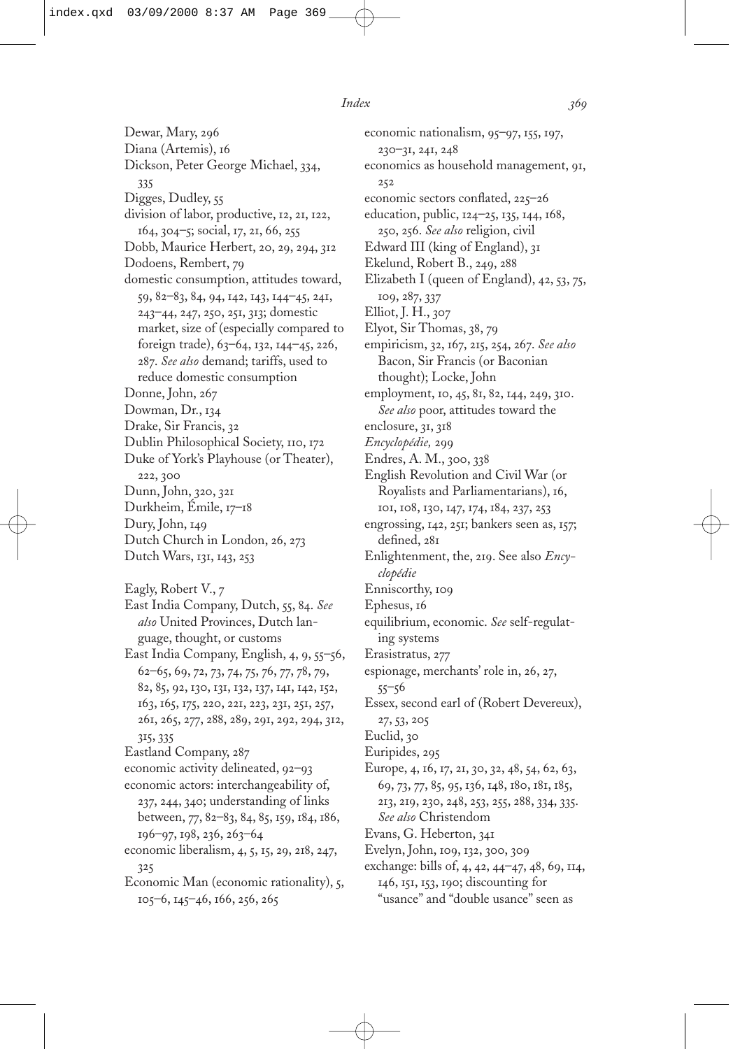Dewar, Mary, 296
Diana (Artemis), 16
Dickson, Peter George Michael, 334, 335
Digges, Dudley, 55
division of labor, productive, 12, 21, 122, 164, 304–5; social, 17, 21, 66, 255
Dobb, Maurice Herbert, 20, 29, 294, 312
Dodoens, Rembert, 79
domestic consumption, attitudes toward, 59, 82–83, 84, 94, 142, 143, 144–45, 241, 243–44, 247, 250, 251, 313; domestic market, size of (especially compared to foreign trade), 63–64, 132, 144–45, 226, 287. *See also* demand; tariffs, used to reduce domestic consumption
Donne, John, 267
Dowman, Dr., 134
Drake, Sir Francis, 32
Dublin Philosophical Society, 110, 172
Duke of York's Playhouse (or Theater), 222, 300
Dunn, John, 320, 321
Durkheim, Émile, 17–18
Dury, John, 149
Dutch Church in London, 26, 273
Dutch Wars, 131, 143, 253

Eagly, Robert V., 7
East India Company, Dutch, 55, 84. *See also* United Provinces, Dutch language, thought, or customs
East India Company, English, 4, 9, 55–56, 62–65, 69, 72, 73, 74, 75, 76, 77, 78, 79, 82, 85, 92, 130, 131, 132, 137, 141, 142, 152, 163, 165, 175, 220, 221, 223, 231, 251, 257, 261, 265, 277, 288, 289, 291, 292, 294, 312, 315, 335
Eastland Company, 287
economic activity delineated, 92–93
economic actors: interchangeability of, 237, 244, 340; understanding of links between, 77, 82–83, 84, 85, 159, 184, 186, 196–97, 198, 236, 263–64
economic liberalism, 4, 5, 15, 29, 218, 247, 325
Economic Man (economic rationality), 5, 105–6, 145–46, 166, 256, 265
economic nationalism, 95–97, 155, 197, 230–31, 241, 248
economics as household management, 91, 252
economic sectors conflated, 225–26
education, public, 124–25, 135, 144, 168, 250, 256. *See also* religion, civil
Edward III (king of England), 31
Ekelund, Robert B., 249, 288
Elizabeth I (queen of England), 42, 53, 75, 109, 287, 337
Elliot, J. H., 307
Elyot, Sir Thomas, 38, 79
empiricism, 32, 167, 215, 254, 267. *See also* Bacon, Sir Francis (or Baconian thought); Locke, John
employment, 10, 45, 81, 82, 144, 249, 310. *See also* poor, attitudes toward the
enclosure, 31, 318
*Encyclopédie,* 299
Endres, A. M., 300, 338
English Revolution and Civil War (or Royalists and Parliamentarians), 16, 101, 108, 130, 147, 174, 184, 237, 253
engrossing, 142, 251; bankers seen as, 157; defined, 281
Enlightenment, the, 219. See also *Encyclopédie*
Enniscorthy, 109
Ephesus, 16
equilibrium, economic. *See* self-regulating systems
Erasistratus, 277
espionage, merchants' role in, 26, 27, 55–56
Essex, second earl of (Robert Devereux), 27, 53, 205
Euclid, 30
Euripides, 295
Europe, 4, 16, 17, 21, 30, 32, 48, 54, 62, 63, 69, 73, 77, 85, 95, 136, 148, 180, 181, 185, 213, 219, 230, 248, 253, 255, 288, 334, 335. *See also* Christendom
Evans, G. Heberton, 341
Evelyn, John, 109, 132, 300, 309
exchange: bills of, 4, 42, 44–47, 48, 69, 114, 146, 151, 153, 190; discounting for "usance" and "double usance" seen as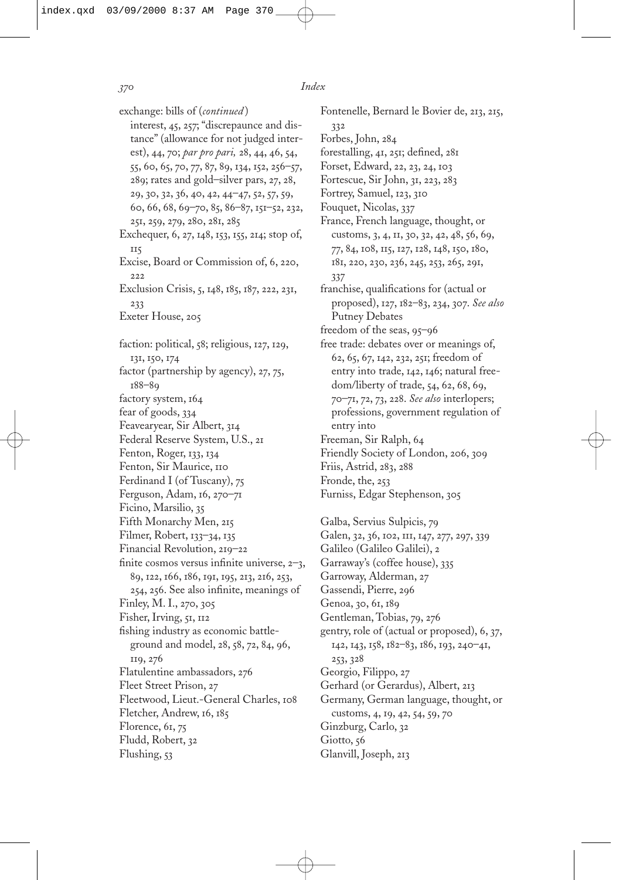exchange: bills of (*continued*)
interest, 45, 257; "discrepaunce and distance" (allowance for not judged interest), 44, 70; *par pro pari,* 28, 44, 46, 54, 55, 60, 65, 70, 77, 87, 89, 134, 152, 256–57, 289; rates and gold–silver pars, 27, 28, 29, 30, 32, 36, 40, 42, 44–47, 52, 57, 59, 60, 66, 68, 69–70, 85, 86–87, 151–52, 232, 251, 259, 279, 280, 281, 285

Exchequer, 6, 27, 148, 153, 155, 214; stop of, 115

Excise, Board or Commission of, 6, 220, 222

Exclusion Crisis, 5, 148, 185, 187, 222, 231, 233

Exeter House, 205

faction: political, 58; religious, 127, 129, 131, 150, 174

factor (partnership by agency), 27, 75, 188–89

factory system, 164

fear of goods, 334

Feavearyear, Sir Albert, 314

Federal Reserve System, U.S., 21

Fenton, Roger, 133, 134

Fenton, Sir Maurice, 110

Ferdinand I (of Tuscany), 75

Ferguson, Adam, 16, 270–71

Ficino, Marsilio, 35

Fifth Monarchy Men, 215

Filmer, Robert, 133–34, 135

Financial Revolution, 219–22

finite cosmos versus infinite universe, 2–3, 89, 122, 166, 186, 191, 195, 213, 216, 253, 254, 256. See also infinite, meanings of

Finley, M. I., 270, 305

Fisher, Irving, 51, 112

fishing industry as economic battleground and model, 28, 58, 72, 84, 96, 119, 276

Flatulentine ambassadors, 276

Fleet Street Prison, 27

Fleetwood, Lieut.-General Charles, 108

Fletcher, Andrew, 16, 185

Florence, 61, 75

Fludd, Robert, 32

Flushing, 53

Fontenelle, Bernard le Bovier de, 213, 215, 332

Forbes, John, 284

forestalling, 41, 251; defined, 281

Forset, Edward, 22, 23, 24, 103

Fortescue, Sir John, 31, 223, 283

Fortrey, Samuel, 123, 310

Fouquet, Nicolas, 337

France, French language, thought, or customs, 3, 4, 11, 30, 32, 42, 48, 56, 69, 77, 84, 108, 115, 127, 128, 148, 150, 180, 181, 220, 230, 236, 245, 253, 265, 291, 337

franchise, qualifications for (actual or proposed), 127, 182–83, 234, 307. *See also* Putney Debates

freedom of the seas, 95–96

free trade: debates over or meanings of, 62, 65, 67, 142, 232, 251; freedom of entry into trade, 142, 146; natural freedom/liberty of trade, 54, 62, 68, 69, 70–71, 72, 73, 228. *See also* interlopers; professions, government regulation of entry into

Freeman, Sir Ralph, 64

Friendly Society of London, 206, 309

Friis, Astrid, 283, 288

Fronde, the, 253

Furniss, Edgar Stephenson, 305

Galba, Servius Sulpicis, 79

Galen, 32, 36, 102, 111, 147, 277, 297, 339

Galileo (Galileo Galilei), 2

Garraway's (coffee house), 335

Garroway, Alderman, 27

Gassendi, Pierre, 296

Genoa, 30, 61, 189

Gentleman, Tobias, 79, 276

gentry, role of (actual or proposed), 6, 37, 142, 143, 158, 182–83, 186, 193, 240–41, 253, 328

Georgio, Filippo, 27

Gerhard (or Gerardus), Albert, 213

Germany, German language, thought, or customs, 4, 19, 42, 54, 59, 70

Ginzburg, Carlo, 32

Giotto, 56

Glanvill, Joseph, 213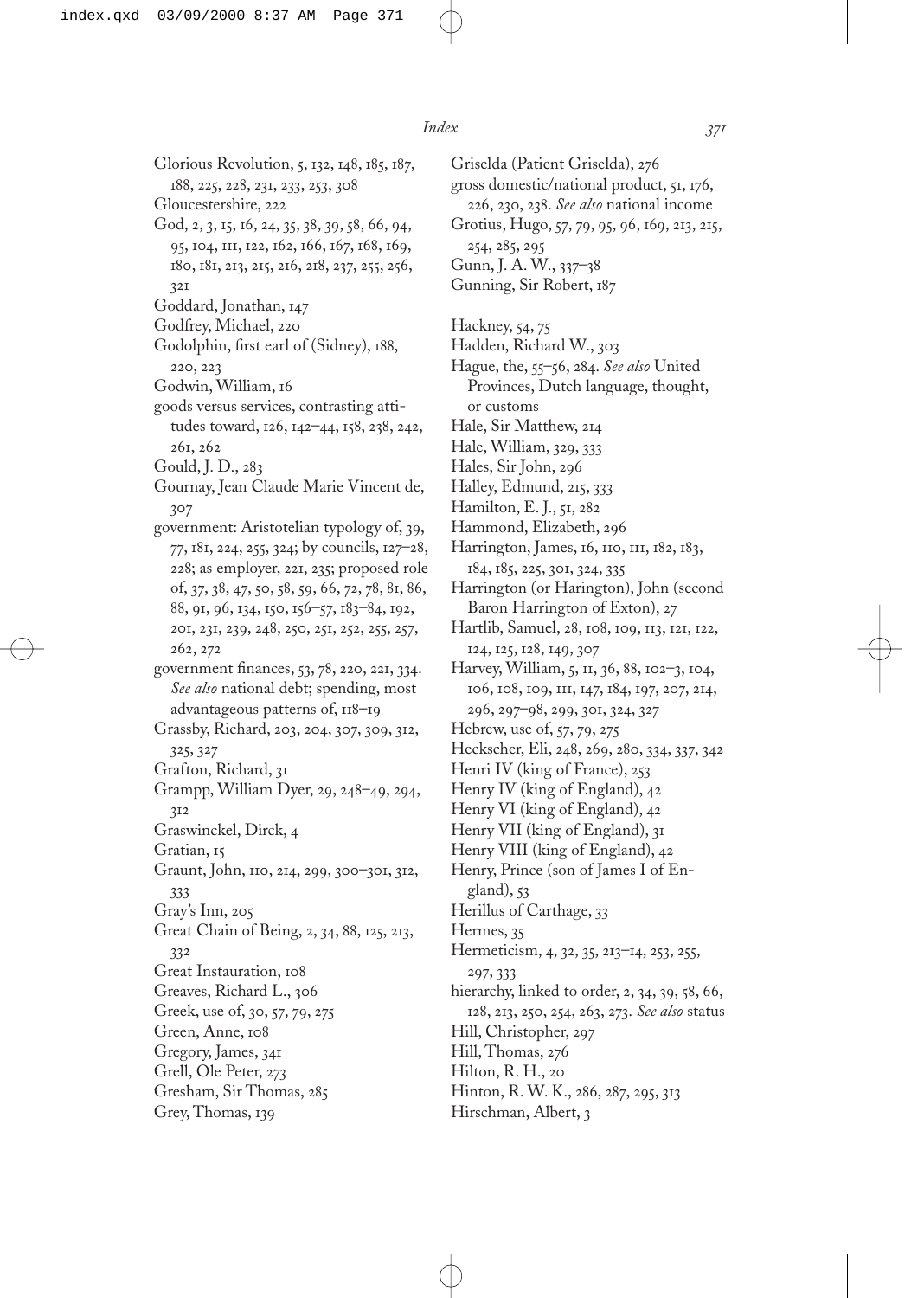Glorious Revolution, 5, 132, 148, 185, 187, 188, 225, 228, 231, 233, 253, 308
Gloucestershire, 222
God, 2, 3, 15, 16, 24, 35, 38, 39, 58, 66, 94, 95, 104, 111, 122, 162, 166, 167, 168, 169, 180, 181, 213, 215, 216, 218, 237, 255, 256, 321
Goddard, Jonathan, 147
Godfrey, Michael, 220
Godolphin, first earl of (Sidney), 188, 220, 223
Godwin, William, 16
goods versus services, contrasting attitudes toward, 126, 142–44, 158, 238, 242, 261, 262
Gould, J. D., 283
Gournay, Jean Claude Marie Vincent de, 307
government: Aristotelian typology of, 39, 77, 181, 224, 255, 324; by councils, 127–28, 228; as employer, 221, 235; proposed role of, 37, 38, 47, 50, 58, 59, 66, 72, 78, 81, 86, 88, 91, 96, 134, 150, 156–57, 183–84, 192, 201, 231, 239, 248, 250, 251, 252, 255, 257, 262, 272
government finances, 53, 78, 220, 221, 334. *See also* national debt; spending, most advantageous patterns of, 118–19
Grassby, Richard, 203, 204, 307, 309, 312, 325, 327
Grafton, Richard, 31
Grampp, William Dyer, 29, 248–49, 294, 312
Graswinckel, Dirck, 4
Gratian, 15
Graunt, John, 110, 214, 299, 300–301, 312, 333
Gray's Inn, 205
Great Chain of Being, 2, 34, 88, 125, 213, 332
Great Instauration, 108
Greaves, Richard L., 306
Greek, use of, 30, 57, 79, 275
Green, Anne, 108
Gregory, James, 341
Grell, Ole Peter, 273
Gresham, Sir Thomas, 285
Grey, Thomas, 139
Griselda (Patient Griselda), 276
gross domestic/national product, 51, 176, 226, 230, 238. *See also* national income
Grotius, Hugo, 57, 79, 95, 96, 169, 213, 215, 254, 285, 295
Gunn, J. A. W., 337–38
Gunning, Sir Robert, 187

Hackney, 54, 75
Hadden, Richard W., 303
Hague, the, 55–56, 284. *See also* United Provinces, Dutch language, thought, or customs
Hale, Sir Matthew, 214
Hale, William, 329, 333
Hales, Sir John, 296
Halley, Edmund, 215, 333
Hamilton, E. J., 51, 282
Hammond, Elizabeth, 296
Harrington, James, 16, 110, 111, 182, 183, 184, 185, 225, 301, 324, 335
Harrington (or Harington), John (second Baron Harrington of Exton), 27
Hartlib, Samuel, 28, 108, 109, 113, 121, 122, 124, 125, 128, 149, 307
Harvey, William, 5, 11, 36, 88, 102–3, 104, 106, 108, 109, 111, 147, 184, 197, 207, 214, 296, 297–98, 299, 301, 324, 327
Hebrew, use of, 57, 79, 275
Heckscher, Eli, 248, 269, 280, 334, 337, 342
Henri IV (king of France), 253
Henry IV (king of England), 42
Henry VI (king of England), 42
Henry VII (king of England), 31
Henry VIII (king of England), 42
Henry, Prince (son of James I of England), 53
Herillus of Carthage, 33
Hermes, 35
Hermeticism, 4, 32, 35, 213–14, 253, 255, 297, 333
hierarchy, linked to order, 2, 34, 39, 58, 66, 128, 213, 250, 254, 263, 273. *See also* status
Hill, Christopher, 297
Hill, Thomas, 276
Hilton, R. H., 20
Hinton, R. W. K., 286, 287, 295, 313
Hirschman, Albert, 3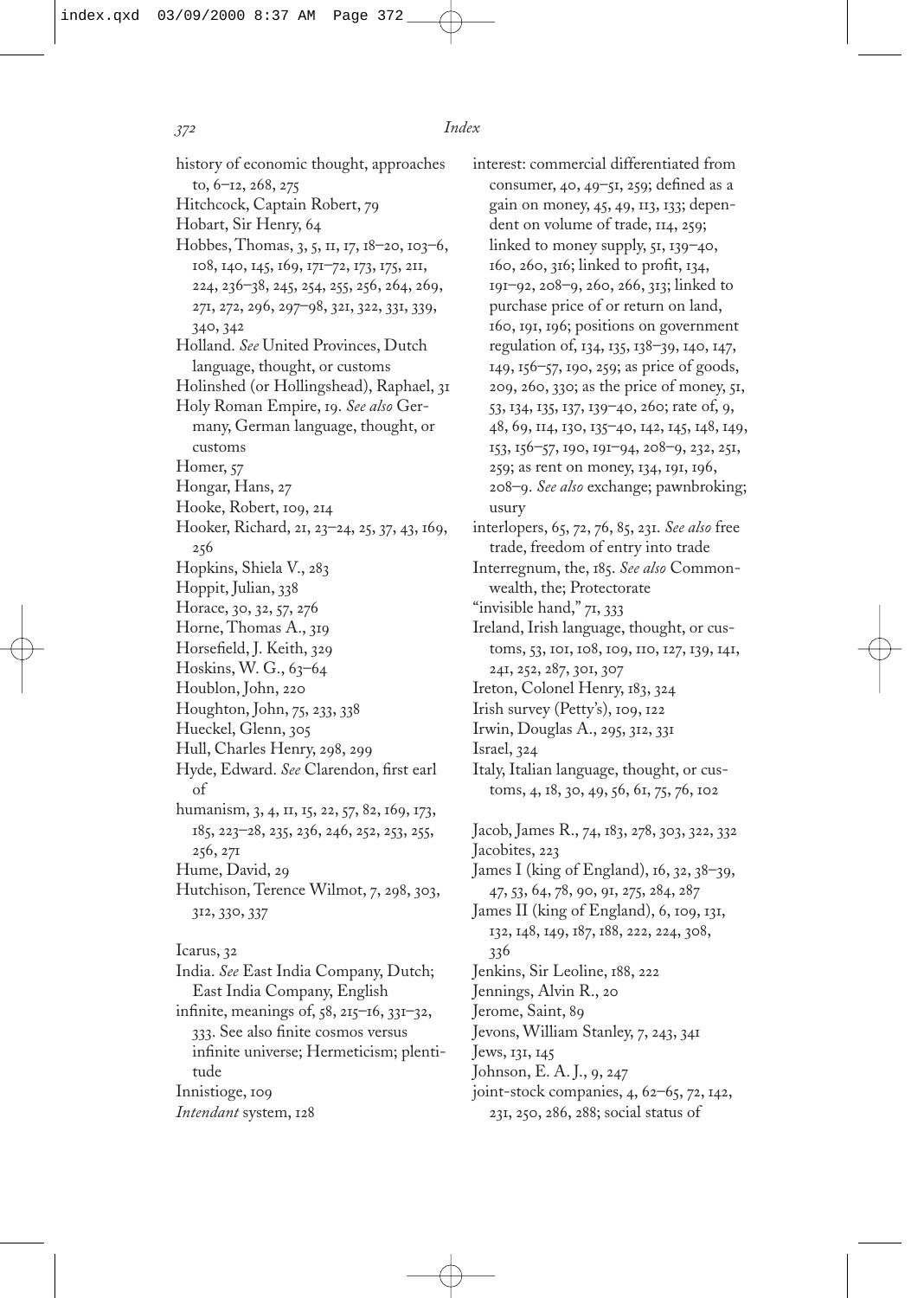history of economic thought, approaches to, 6–12, 268, 275
Hitchcock, Captain Robert, 79
Hobart, Sir Henry, 64
Hobbes, Thomas, 3, 5, 11, 17, 18–20, 103–6, 108, 140, 145, 169, 171–72, 173, 175, 211, 224, 236–38, 245, 254, 255, 256, 264, 269, 271, 272, 296, 297–98, 321, 322, 331, 339, 340, 342
Holland. *See* United Provinces, Dutch language, thought, or customs
Holinshed (or Hollingshead), Raphael, 31
Holy Roman Empire, 19. *See also* Germany, German language, thought, or customs
Homer, 57
Hongar, Hans, 27
Hooke, Robert, 109, 214
Hooker, Richard, 21, 23–24, 25, 37, 43, 169, 256
Hopkins, Shiela V., 283
Hoppit, Julian, 338
Horace, 30, 32, 57, 276
Horne, Thomas A., 319
Horsefield, J. Keith, 329
Hoskins, W. G., 63–64
Houblon, John, 220
Houghton, John, 75, 233, 338
Hueckel, Glenn, 305
Hull, Charles Henry, 298, 299
Hyde, Edward. *See* Clarendon, first earl of
humanism, 3, 4, 11, 15, 22, 57, 82, 169, 173, 185, 223–28, 235, 236, 246, 252, 253, 255, 256, 271
Hume, David, 29
Hutchison, Terence Wilmot, 7, 298, 303, 312, 330, 337

Icarus, 32
India. *See* East India Company, Dutch; East India Company, English
infinite, meanings of, 58, 215–16, 331–32, 333. See also finite cosmos versus infinite universe; Hermeticism; plentitude
Innistioge, 109
*Intendant* system, 128
interest: commercial differentiated from consumer, 40, 49–51, 259; defined as a gain on money, 45, 49, 113, 133; dependent on volume of trade, 114, 259; linked to money supply, 51, 139–40, 160, 260, 316; linked to profit, 134, 191–92, 208–9, 260, 266, 313; linked to purchase price of or return on land, 160, 191, 196; positions on government regulation of, 134, 135, 138–39, 140, 147, 149, 156–57, 190, 259; as price of goods, 209, 260, 330; as the price of money, 51, 53, 134, 135, 137, 139–40, 260; rate of, 9, 48, 69, 114, 130, 135–40, 142, 145, 148, 149, 153, 156–57, 190, 191–94, 208–9, 232, 251, 259; as rent on money, 134, 191, 196, 208–9. *See also* exchange; pawnbroking; usury
interlopers, 65, 72, 76, 85, 231. *See also* free trade, freedom of entry into trade
Interregnum, the, 185. *See also* Commonwealth, the; Protectorate
"invisible hand," 71, 333
Ireland, Irish language, thought, or customs, 53, 101, 108, 109, 110, 127, 139, 141, 241, 252, 287, 301, 307
Ireton, Colonel Henry, 183, 324
Irish survey (Petty's), 109, 122
Irwin, Douglas A., 295, 312, 331
Israel, 324
Italy, Italian language, thought, or customs, 4, 18, 30, 49, 56, 61, 75, 76, 102

Jacob, James R., 74, 183, 278, 303, 322, 332
Jacobites, 223
James I (king of England), 16, 32, 38–39, 47, 53, 64, 78, 90, 91, 275, 284, 287
James II (king of England), 6, 109, 131, 132, 148, 149, 187, 188, 222, 224, 308, 336
Jenkins, Sir Leoline, 188, 222
Jennings, Alvin R., 20
Jerome, Saint, 89
Jevons, William Stanley, 7, 243, 341
Jews, 131, 145
Johnson, E. A. J., 9, 247
joint-stock companies, 4, 62–65, 72, 142, 231, 250, 286, 288; social status of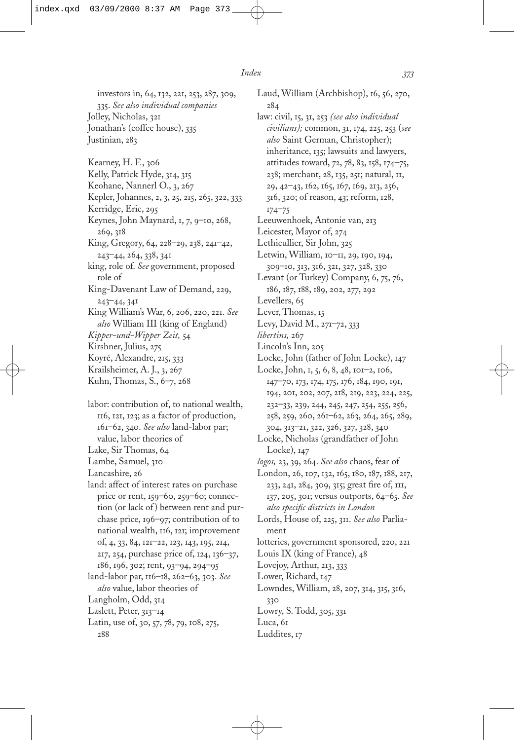investors in, 64, 132, 221, 253, 287, 309, 335. *See also individual companies*
Jolley, Nicholas, 321
Jonathan's (coffee house), 335
Justinian, 283

Kearney, H. F., 306
Kelly, Patrick Hyde, 314, 315
Keohane, Nannerl O., 3, 267
Kepler, Johannes, 2, 3, 25, 215, 265, 322, 333
Kerridge, Eric, 295
Keynes, John Maynard, 1, 7, 9–10, 268, 269, 318
King, Gregory, 64, 228–29, 238, 241–42, 243–44, 264, 338, 341
king, role of. *See* government, proposed role of
King-Davenant Law of Demand, 229, 243–44, 341
King William's War, 6, 206, 220, 221. *See also* William III (king of England)
*Kipper-und-Wipper Zeit,* 54
Kirshner, Julius, 275
Koyré, Alexandre, 215, 333
Krailsheimer, A. J., 3, 267
Kuhn, Thomas, S., 6–7, 268

labor: contribution of, to national wealth, 116, 121, 123; as a factor of production, 161–62, 340. *See also* land-labor par; value, labor theories of
Lake, Sir Thomas, 64
Lambe, Samuel, 310
Lancashire, 26
land: affect of interest rates on purchase price or rent, 159–60, 259–60; connection (or lack of) between rent and purchase price, 196–97; contribution of to national wealth, 116, 121; improvement of, 4, 33, 84, 121–22, 123, 143, 195, 214, 217, 254, purchase price of, 124, 136–37, 186, 196, 302; rent, 93–94, 294–95
land-labor par, 116–18, 262–63, 303. *See also* value, labor theories of
Langholm, Odd, 314
Laslett, Peter, 313–14
Latin, use of, 30, 57, 78, 79, 108, 275, 288
Laud, William (Archbishop), 16, 56, 270, 284
law: civil, 15, 31, 253 *(see also individual civilians);* common, 31, 174, 225, 253 (*see also* Saint German, Christopher); inheritance, 135; lawsuits and lawyers, attitudes toward, 72, 78, 83, 158, 174–75, 238; merchant, 28, 135, 251; natural, 11, 29, 42–43, 162, 165, 167, 169, 213, 256, 316, 320; of reason, 43; reform, 128, 174–75
Leeuwenhoek, Antonie van, 213
Leicester, Mayor of, 274
Lethieullier, Sir John, 325
Letwin, William, 10–11, 29, 190, 194, 309–10, 313, 316, 321, 327, 328, 330
Levant (or Turkey) Company, 6, 75, 76, 186, 187, 188, 189, 202, 277, 292
Levellers, 65
Lever, Thomas, 15
Levy, David M., 271–72, 333
*libertins,* 267
Lincoln's Inn, 205
Locke, John (father of John Locke), 147
Locke, John, 1, 5, 6, 8, 48, 101–2, 106, 147–70, 173, 174, 175, 176, 184, 190, 191, 194, 201, 202, 207, 218, 219, 223, 224, 225, 232–33, 239, 244, 245, 247, 254, 255, 256, 258, 259, 260, 261–62, 263, 264, 265, 289, 304, 313–21, 322, 326, 327, 328, 340
Locke, Nicholas (grandfather of John Locke), 147
*logos,* 23, 39, 264. *See also* chaos, fear of
London, 26, 107, 132, 165, 180, 187, 188, 217, 233, 241, 284, 309, 315; great fire of, 111, 137, 205, 301; versus outports, 64–65. *See also specific districts in London*
Lords, House of, 225, 311. *See also* Parliament
lotteries, government sponsored, 220, 221
Louis IX (king of France), 48
Lovejoy, Arthur, 213, 333
Lower, Richard, 147
Lowndes, William, 28, 207, 314, 315, 316, 330
Lowry, S. Todd, 305, 331
Luca, 61
Luddites, 17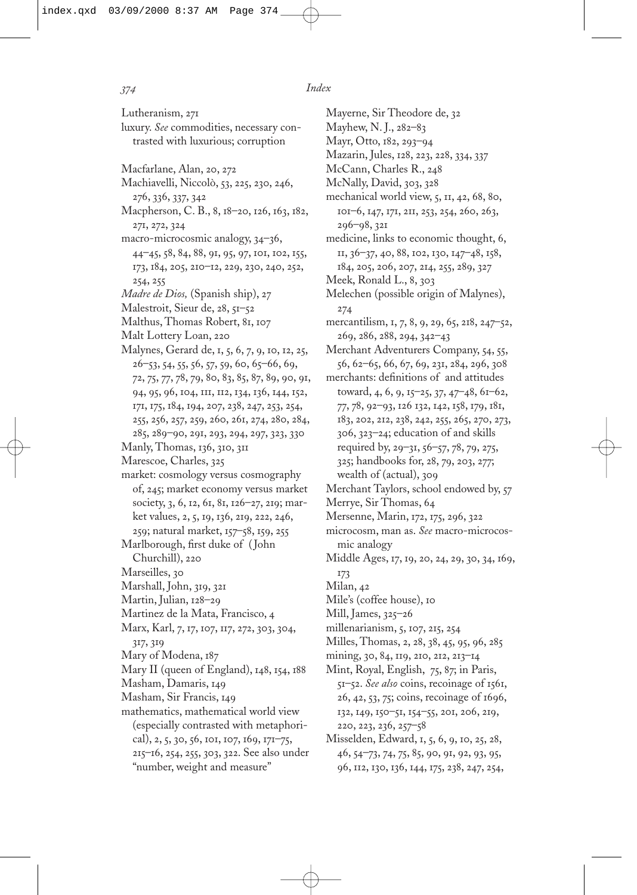Lutheranism, 271

luxury. *See* commodities, necessary contrasted with luxurious; corruption

Macfarlane, Alan, 20, 272

Machiavelli, Niccolò, 53, 225, 230, 246, 276, 336, 337, 342

Macpherson, C. B., 8, 18–20, 126, 163, 182, 271, 272, 324

macro-microcosmic analogy, 34–36, 44–45, 58, 84, 88, 91, 95, 102, 155, 173, 184, 205, 210–12, 229, 230, 240, 252, 254, 255

*Madre de Dios,* (Spanish ship), 27

Malestroit, Sieur de, 28, 51–52

Malthus, Thomas Robert, 81, 107

Malt Lottery Loan, 220

Malynes, Gerard de, 1, 5, 6, 7, 9, 10, 12, 25, 26–53, 54, 55, 56, 57, 59, 60, 65–66, 69, 72, 75, 77, 78, 79, 80, 83, 85, 87, 89, 90, 91, 94, 95, 96, 104, 111, 112, 134, 136, 144, 152, 171, 175, 184, 194, 207, 238, 247, 253, 254, 255, 256, 257, 259, 260, 261, 274, 280, 284, 285, 289–90, 291, 293, 294, 297, 323, 330

Manly, Thomas, 136, 310, 311

Marescoe, Charles, 325

market: cosmology versus cosmography of, 245; market economy versus market society, 3, 6, 12, 61, 81, 126–27, 219; market values, 2, 5, 19, 136, 219, 222, 246, 259; natural market, 157–58, 159, 255

Marlborough, first duke of (John Churchill), 220

Marseilles, 30

Marshall, John, 319, 321

Martin, Julian, 128–29

Martinez de la Mata, Francisco, 4

Marx, Karl, 7, 17, 107, 117, 272, 303, 304, 317, 319

Mary of Modena, 187

Mary II (queen of England), 148, 154, 188

Masham, Damaris, 149

Masham, Sir Francis, 149

mathematics, mathematical world view (especially contrasted with metaphorical), 2, 5, 30, 56, 101, 107, 169, 171–75, 215–16, 254, 255, 303, 322. See also under "number, weight and measure"

Mayerne, Sir Theodore de, 32

Mayhew, N. J., 282–83

Mayr, Otto, 182, 293–94

Mazarin, Jules, 128, 223, 228, 334, 337

McCann, Charles R., 248

McNally, David, 303, 328

mechanical world view, 5, 11, 42, 68, 80, 101–6, 147, 171, 211, 253, 254, 260, 263, 296–98, 321

medicine, links to economic thought, 6, 11, 36–37, 40, 88, 102, 130, 147–48, 158, 184, 205, 206, 207, 214, 255, 289, 327

Meek, Ronald L., 8, 303

Melechen (possible origin of Malynes), 274

mercantilism, 1, 7, 8, 9, 29, 65, 218, 247–52, 269, 286, 288, 294, 342–43

Merchant Adventurers Company, 54, 55, 56, 62–65, 66, 67, 69, 231, 284, 296, 308

merchants: definitions of and attitudes toward, 4, 6, 9, 15–25, 37, 47–48, 61–62, 77, 78, 92–93, 126 132, 142, 158, 179, 181, 183, 202, 212, 238, 242, 255, 265, 270, 273, 306, 323–24; education of and skills required by, 29–31, 56–57, 78, 79, 275, 325; handbooks for, 28, 79, 203, 277; wealth of (actual), 309

Merchant Taylors, school endowed by, 57

Merrye, Sir Thomas, 64

Mersenne, Marin, 172, 175, 296, 322

microcosm, man as. *See* macro-microcosmic analogy

Middle Ages, 17, 19, 20, 24, 29, 30, 34, 169, 173

Milan, 42

Mile's (coffee house), 10

Mill, James, 325–26

millenarianism, 5, 107, 215, 254

Milles, Thomas, 2, 28, 38, 45, 95, 96, 285

mining, 30, 84, 119, 210, 212, 213–14

Mint, Royal, English, 75, 87; in Paris, 51–52. *See also* coins, recoinage of 1561, 26, 42, 53, 75; coins, recoinage of 1696, 132, 149, 150–51, 154–55, 201, 206, 219, 220, 223, 236, 257–58

Misselden, Edward, 1, 5, 6, 9, 10, 25, 28, 46, 54–73, 74, 75, 85, 90, 91, 92, 93, 95, 96, 112, 130, 136, 144, 175, 238, 247, 254,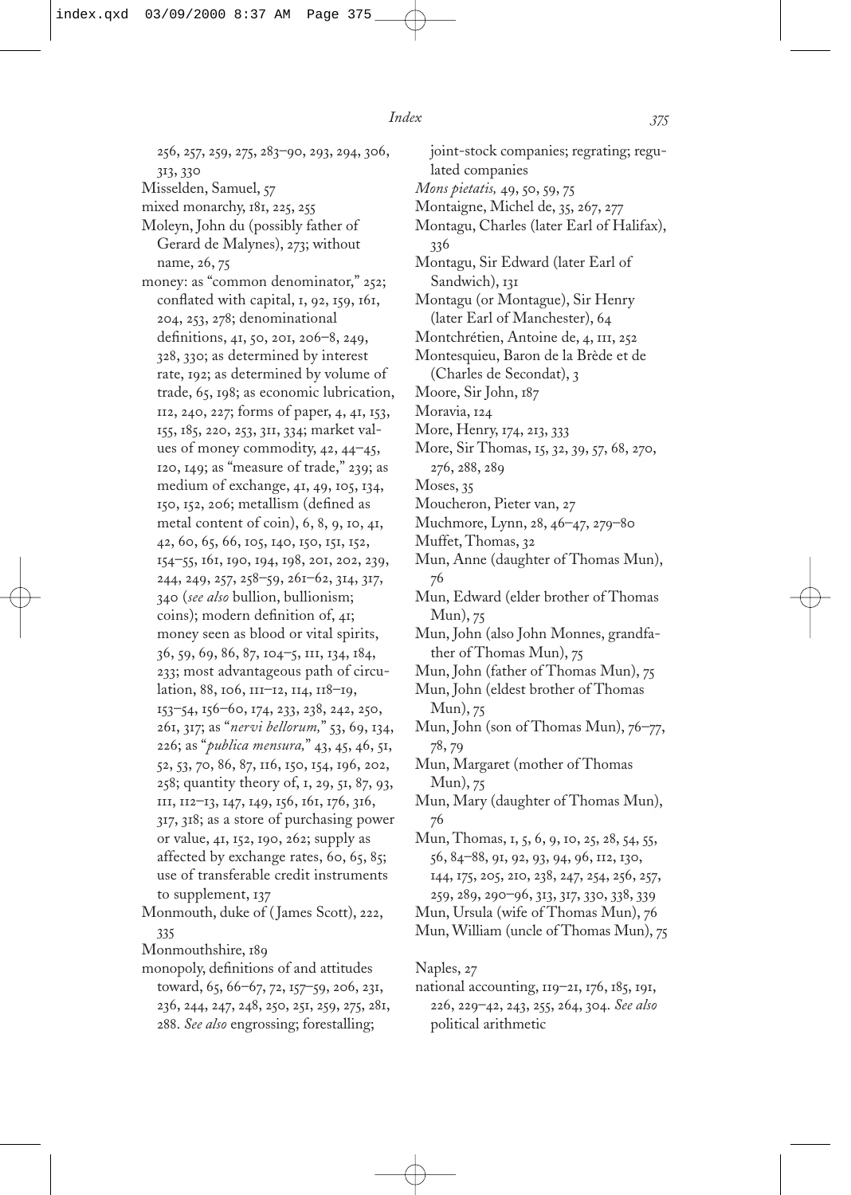256, 257, 259, 275, 283–90, 293, 294, 306, 313, 330

Misselden, Samuel, 57

mixed monarchy, 181, 225, 255

Moleyn, John du (possibly father of Gerard de Malynes), 273; without name, 26, 75

money: as "common denominator," 252; conflated with capital, 1, 92, 159, 161, 204, 253, 278; denominational definitions, 41, 50, 201, 206–8, 249, 328, 330; as determined by interest rate, 192; as determined by volume of trade, 65, 198; as economic lubrication, 112, 240, 227; forms of paper, 4, 41, 153, 155, 185, 220, 253, 311, 334; market values of money commodity, 42, 44–45, 120, 149; as "measure of trade," 239; as medium of exchange, 41, 49, 105, 134, 150, 152, 206; metallism (defined as metal content of coin), 6, 8, 9, 10, 41, 42, 60, 65, 66, 105, 140, 150, 151, 152, 154–55, 161, 190, 194, 198, 201, 202, 239, 244, 249, 257, 258–59, 261–62, 314, 317, 340 (*see also* bullion, bullionism; coins); modern definition of, 41; money seen as blood or vital spirits, 36, 59, 69, 86, 87, 104–5, 111, 134, 184, 233; most advantageous path of circulation, 88, 106, 111–12, 114, 118–19, 153–54, 156–60, 174, 233, 238, 242, 250, 261, 317; as "*nervi bellorum,*" 53, 69, 134, 226; as "*publica mensura,*" 43, 45, 46, 51, 52, 53, 70, 86, 87, 116, 150, 154, 196, 202, 258; quantity theory of, 1, 29, 51, 87, 93, 111, 112–13, 147, 149, 156, 161, 176, 316, 317, 318; as a store of purchasing power or value, 41, 152, 190, 262; supply as affected by exchange rates, 60, 65, 85; use of transferable credit instruments to supplement, 137

Monmouth, duke of (James Scott), 222, 335

Monmouthshire, 189

monopoly, definitions of and attitudes toward, 65, 66–67, 72, 157–59, 206, 231, 236, 244, 247, 248, 250, 251, 259, 275, 281, 288. *See also* engrossing; forestalling; joint-stock companies; regrating; regulated companies

*Mons pietatis,* 49, 50, 59, 75

Montaigne, Michel de, 35, 267, 277

Montagu, Charles (later Earl of Halifax), 336

Montagu, Sir Edward (later Earl of Sandwich), 131

Montagu (or Montague), Sir Henry (later Earl of Manchester), 64

Montchrétien, Antoine de, 4, 111, 252

Montesquieu, Baron de la Brède et de (Charles de Secondat), 3

Moore, Sir John, 187

Moravia, 124

More, Henry, 174, 213, 333

More, Sir Thomas, 15, 32, 39, 57, 68, 270, 276, 288, 289

Moses, 35

Moucheron, Pieter van, 27

Muchmore, Lynn, 28, 46–47, 279–80

Muffet, Thomas, 32

Mun, Anne (daughter of Thomas Mun), 76

Mun, Edward (elder brother of Thomas Mun), 75

Mun, John (also John Monnes, grandfather of Thomas Mun), 75

Mun, John (father of Thomas Mun), 75

Mun, John (eldest brother of Thomas Mun), 75

Mun, John (son of Thomas Mun), 76–77, 78, 79

Mun, Margaret (mother of Thomas Mun), 75

Mun, Mary (daughter of Thomas Mun), 76

Mun, Thomas, 1, 5, 6, 9, 10, 25, 28, 54, 55, 56, 84–88, 91, 92, 93, 94, 96, 112, 130, 144, 175, 205, 210, 238, 247, 254, 256, 257, 259, 289, 290–96, 313, 317, 330, 338, 339

Mun, Ursula (wife of Thomas Mun), 76

Mun, William (uncle of Thomas Mun), 75

Naples, 27

national accounting, 119–21, 176, 185, 191, 226, 229–42, 243, 255, 264, 304. *See also* political arithmetic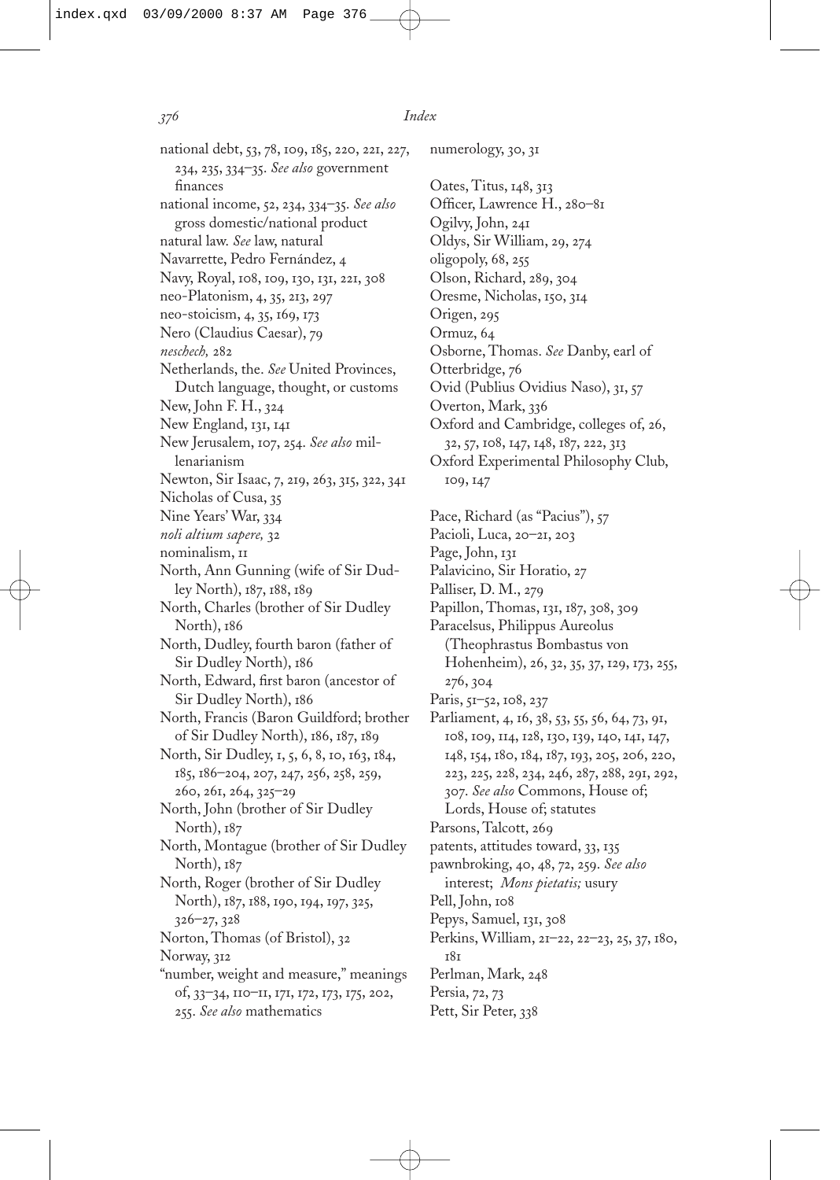national debt, 53, 78, 109, 185, 220, 221, 227, 234, 235, 334–35. *See also* government finances

national income, 52, 234, 334–35. *See also* gross domestic/national product

natural law. *See* law, natural

Navarrette, Pedro Fernández, 4

Navy, Royal, 108, 109, 130, 131, 221, 308

neo-Platonism, 4, 35, 213, 297

neo-stoicism, 4, 35, 169, 173

Nero (Claudius Caesar), 79

*neschech,* 282

Netherlands, the. *See* United Provinces, Dutch language, thought, or customs

New, John F. H., 324

New England, 131, 141

New Jerusalem, 107, 254. *See also* millenarianism

Newton, Sir Isaac, 7, 219, 263, 315, 322, 341

Nicholas of Cusa, 35

Nine Years' War, 334

*noli altium sapere,* 32

nominalism, 11

North, Ann Gunning (wife of Sir Dudley North), 187, 188, 189

North, Charles (brother of Sir Dudley North), 186

North, Dudley, fourth baron (father of Sir Dudley North), 186

North, Edward, first baron (ancestor of Sir Dudley North), 186

North, Francis (Baron Guildford; brother of Sir Dudley North), 186, 187, 189

North, Sir Dudley, 1, 5, 6, 8, 10, 163, 184, 185, 186–204, 207, 247, 256, 258, 259, 260, 261, 264, 325–29

North, John (brother of Sir Dudley North), 187

North, Montague (brother of Sir Dudley North), 187

North, Roger (brother of Sir Dudley North), 187, 188, 190, 194, 197, 325, 326–27, 328

Norton, Thomas (of Bristol), 32

Norway, 312

"number, weight and measure," meanings of, 33–34, 110–11, 171, 172, 173, 175, 202, 255. *See also* mathematics

numerology, 30, 31

Oates, Titus, 148, 313

Officer, Lawrence H., 280–81

Ogilvy, John, 241

Oldys, Sir William, 29, 274

oligopoly, 68, 255

Olson, Richard, 289, 304

Oresme, Nicholas, 150, 314

Origen, 295

Ormuz, 64

Osborne, Thomas. *See* Danby, earl of

Otterbridge, 76

Ovid (Publius Ovidius Naso), 31, 57

Overton, Mark, 336

Oxford and Cambridge, colleges of, 26, 32, 57, 108, 147, 148, 187, 222, 313

Oxford Experimental Philosophy Club, 109, 147

Pace, Richard (as "Pacius"), 57

Pacioli, Luca, 20–21, 203

Page, John, 131

Palavicino, Sir Horatio, 27

Palliser, D. M., 279

Papillon, Thomas, 131, 187, 308, 309

Paracelsus, Philippus Aureolus (Theophrastus Bombastus von Hohenheim), 26, 32, 35, 37, 129, 173, 255, 276, 304

Paris, 51–52, 108, 237

Parliament, 4, 16, 38, 53, 55, 56, 64, 73, 91, 108, 109, 114, 128, 130, 139, 140, 141, 147, 148, 154, 180, 184, 187, 193, 205, 206, 220, 223, 225, 228, 234, 246, 287, 288, 291, 292, 307. *See also* Commons, House of; Lords, House of; statutes

Parsons, Talcott, 269

patents, attitudes toward, 33, 135

pawnbroking, 40, 48, 72, 259. *See also* interest; *Mons pietatis;* usury

Pell, John, 108

Pepys, Samuel, 131, 308

Perkins, William, 21–22, 22–23, 25, 37, 180, 181

Perlman, Mark, 248

Persia, 72, 73

Pett, Sir Peter, 338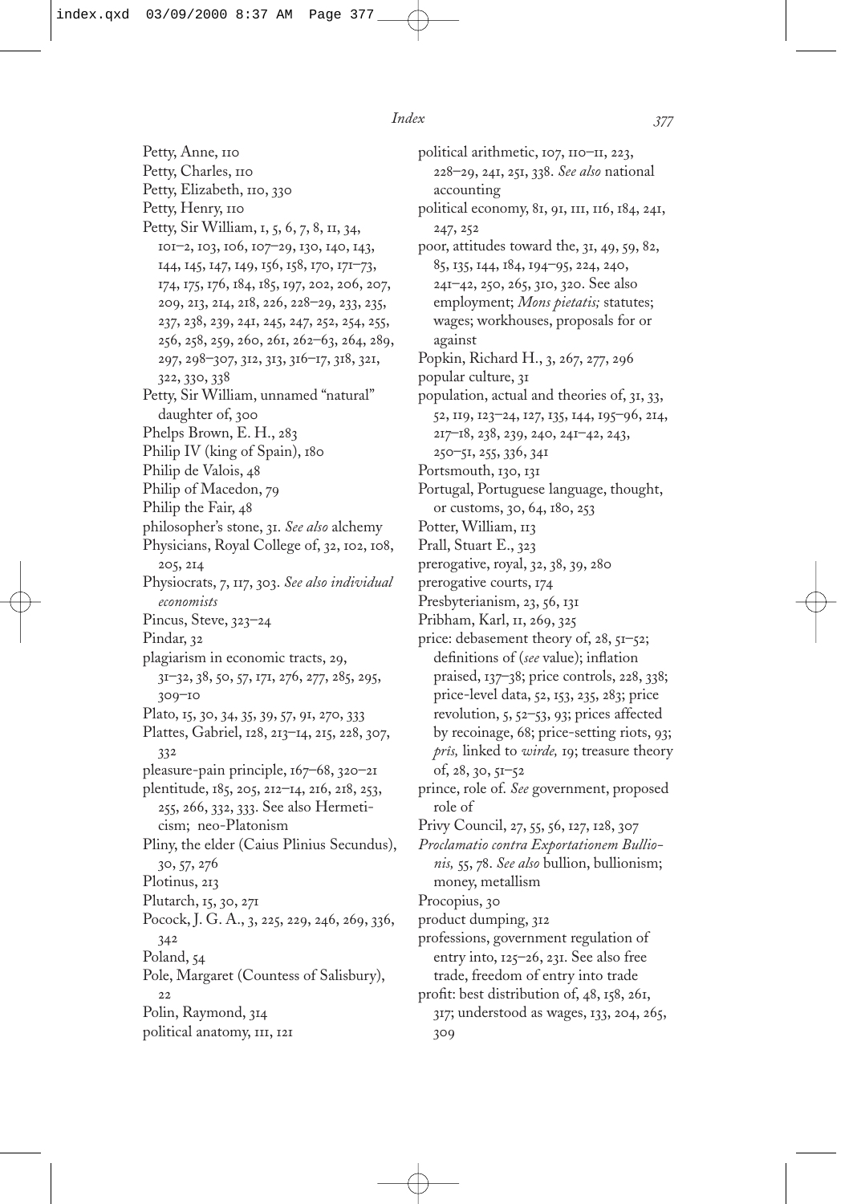Petty, Anne, 110
Petty, Charles, 110
Petty, Elizabeth, 110, 330
Petty, Henry, 110
Petty, Sir William, 1, 5, 6, 7, 8, 11, 34, 101–2, 103, 106, 107–29, 130, 140, 143, 144, 145, 147, 149, 156, 158, 170, 171–73, 174, 175, 176, 184, 185, 197, 202, 206, 207, 209, 213, 214, 218, 226, 228–29, 233, 235, 237, 238, 239, 241, 245, 247, 252, 254, 255, 256, 258, 259, 260, 261, 262–63, 264, 289, 297, 298–307, 312, 313, 316–17, 318, 321, 322, 330, 338
Petty, Sir William, unnamed "natural" daughter of, 300
Phelps Brown, E. H., 283
Philip IV (king of Spain), 180
Philip de Valois, 48
Philip of Macedon, 79
Philip the Fair, 48
philosopher's stone, 31. *See also* alchemy
Physicians, Royal College of, 32, 102, 108, 205, 214
Physiocrats, 7, 117, 303. *See also individual economists*
Pincus, Steve, 323–24
Pindar, 32
plagiarism in economic tracts, 29, 31–32, 38, 50, 57, 171, 276, 277, 285, 295, 309–10
Plato, 15, 30, 34, 35, 39, 57, 91, 270, 333
Plattes, Gabriel, 128, 213–14, 215, 228, 307, 332
pleasure-pain principle, 167–68, 320–21
plentitude, 185, 205, 212–14, 216, 218, 253, 255, 266, 332, 333. See also Hermeticism; neo-Platonism
Pliny, the elder (Caius Plinius Secundus), 30, 57, 276
Plotinus, 213
Plutarch, 15, 30, 271
Pocock, J. G. A., 3, 225, 229, 246, 269, 336, 342
Poland, 54
Pole, Margaret (Countess of Salisbury), 22
Polin, Raymond, 314
political anatomy, 111, 121
political arithmetic, 107, 110–11, 223, 228–29, 241, 251, 338. *See also* national accounting
political economy, 81, 91, 111, 116, 184, 241, 247, 252
poor, attitudes toward the, 31, 49, 59, 82, 85, 135, 144, 184, 194–95, 224, 240, 241–42, 250, 265, 310, 320. See also employment; *Mons pietatis;* statutes; wages; workhouses, proposals for or against
Popkin, Richard H., 3, 267, 277, 296
popular culture, 31
population, actual and theories of, 31, 33, 52, 119, 123–24, 127, 135, 144, 195–96, 214, 217–18, 238, 239, 240, 241–42, 243, 250–51, 255, 336, 341
Portsmouth, 130, 131
Portugal, Portuguese language, thought, or customs, 30, 64, 180, 253
Potter, William, 113
Prall, Stuart E., 323
prerogative, royal, 32, 38, 39, 280
prerogative courts, 174
Presbyterianism, 23, 56, 131
Pribham, Karl, 11, 269, 325
price: debasement theory of, 28, 51–52; definitions of (*see* value); inflation praised, 137–38; price controls, 228, 338; price-level data, 52, 153, 235, 283; price revolution, 5, 52–53, 93; prices affected by recoinage, 68; price-setting riots, 93; *pris,* linked to *wirde,* 19; treasure theory of, 28, 30, 51–52
prince, role of. *See* government, proposed role of
Privy Council, 27, 55, 56, 127, 128, 307
*Proclamatio contra Exportationem Bullionis,* 55, 78. *See also* bullion, bullionism; money, metallism
Procopius, 30
product dumping, 312
professions, government regulation of entry into, 125–26, 231. See also free trade, freedom of entry into trade
profit: best distribution of, 48, 158, 261, 317; understood as wages, 133, 204, 265, 309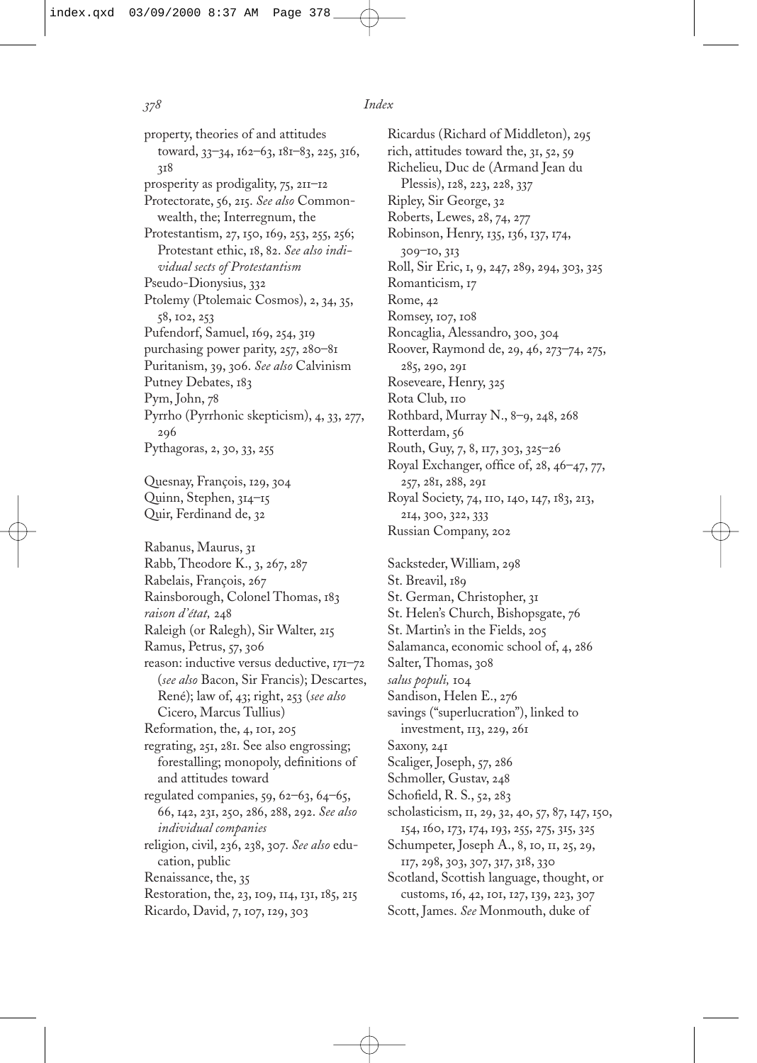property, theories of and attitudes toward, 33–34, 162–63, 181–83, 225, 316, 318
prosperity as prodigality, 75, 211–12
Protectorate, 56, 215. *See also* Commonwealth, the; Interregnum, the
Protestantism, 27, 150, 169, 253, 255, 256; Protestant ethic, 18, 82. *See also individual sects of Protestantism*
Pseudo-Dionysius, 332
Ptolemy (Ptolemaic Cosmos), 2, 34, 35, 58, 102, 253
Pufendorf, Samuel, 169, 254, 319
purchasing power parity, 257, 280–81
Puritanism, 39, 306. *See also* Calvinism
Putney Debates, 183
Pym, John, 78
Pyrrho (Pyrrhonic skepticism), 4, 33, 277, 296
Pythagoras, 2, 30, 33, 255

Quesnay, François, 129, 304
Quinn, Stephen, 314–15
Quir, Ferdinand de, 32

Rabanus, Maurus, 31
Rabb, Theodore K., 3, 267, 287
Rabelais, François, 267
Rainsborough, Colonel Thomas, 183
*raison d'état,* 248
Raleigh (or Ralegh), Sir Walter, 215
Ramus, Petrus, 57, 306
reason: inductive versus deductive, 171–72 (*see also* Bacon, Sir Francis); Descartes, René); law of, 43; right, 253 (*see also* Cicero, Marcus Tullius)
Reformation, the, 4, 101, 205
regrating, 251, 281. See also engrossing; forestalling; monopoly, definitions of and attitudes toward
regulated companies, 59, 62–63, 64–65, 66, 142, 231, 250, 286, 288, 292. *See also individual companies*
religion, civil, 236, 238, 307. *See also* education, public
Renaissance, the, 35
Restoration, the, 23, 109, 114, 131, 185, 215
Ricardo, David, 7, 107, 129, 303
Ricardus (Richard of Middleton), 295
rich, attitudes toward the, 31, 52, 59
Richelieu, Duc de (Armand Jean du Plessis), 128, 223, 228, 337
Ripley, Sir George, 32
Roberts, Lewes, 28, 74, 277
Robinson, Henry, 135, 136, 137, 174, 309–10, 313
Roll, Sir Eric, 1, 9, 247, 289, 294, 303, 325
Romanticism, 17
Rome, 42
Romsey, 107, 108
Roncaglia, Alessandro, 300, 304
Roover, Raymond de, 29, 46, 273–74, 275, 285, 290, 291
Roseveare, Henry, 325
Rota Club, 110
Rothbard, Murray N., 8–9, 248, 268
Rotterdam, 56
Routh, Guy, 7, 8, 117, 303, 325–26
Royal Exchanger, office of, 28, 46–47, 77, 257, 281, 288, 291
Royal Society, 74, 110, 140, 147, 183, 213, 214, 300, 322, 333
Russian Company, 202

Sacksteder, William, 298
St. Breavil, 189
St. German, Christopher, 31
St. Helen's Church, Bishopsgate, 76
St. Martin's in the Fields, 205
Salamanca, economic school of, 4, 286
Salter, Thomas, 308
*salus populi,* 104
Sandison, Helen E., 276
savings ("superlucration"), linked to investment, 113, 229, 261
Saxony, 241
Scaliger, Joseph, 57, 286
Schmoller, Gustav, 248
Schofield, R. S., 52, 283
scholasticism, 11, 29, 32, 40, 57, 87, 147, 150, 154, 160, 173, 174, 193, 255, 275, 315, 325
Schumpeter, Joseph A., 8, 10, 11, 25, 29, 117, 298, 303, 307, 317, 318, 330
Scotland, Scottish language, thought, or customs, 16, 42, 101, 127, 139, 223, 307
Scott, James. *See* Monmouth, duke of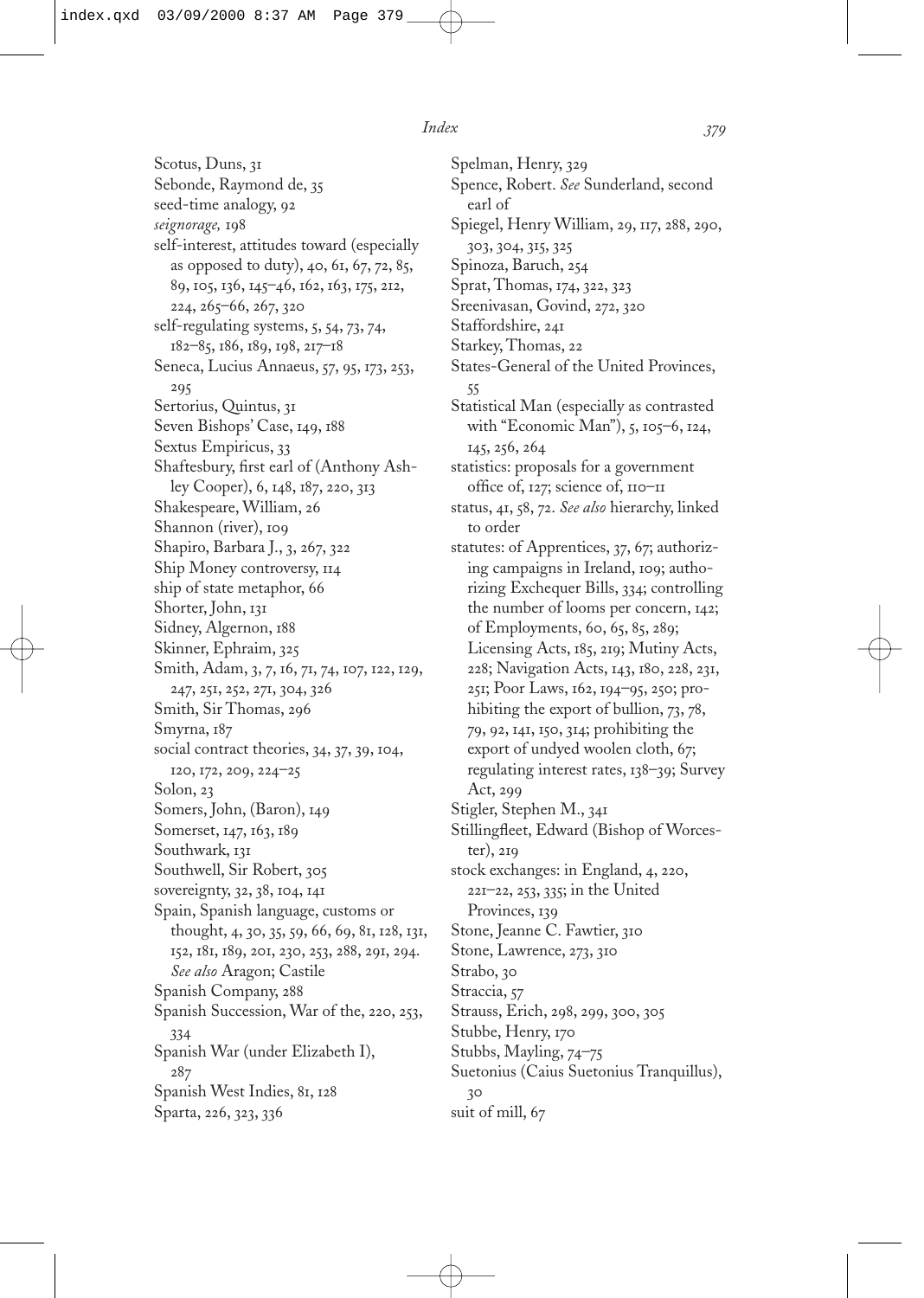Scotus, Duns, 31
Sebonde, Raymond de, 35
seed-time analogy, 92
*seignorage,* 198
self-interest, attitudes toward (especially as opposed to duty), 40, 61, 67, 72, 85, 89, 105, 136, 145–46, 162, 163, 175, 212, 224, 265–66, 267, 320
self-regulating systems, 5, 54, 73, 74, 182–85, 186, 189, 198, 217–18
Seneca, Lucius Annaeus, 57, 95, 173, 253, 295
Sertorius, Quintus, 31
Seven Bishops' Case, 149, 188
Sextus Empiricus, 33
Shaftesbury, first earl of (Anthony Ashley Cooper), 6, 148, 187, 220, 313
Shakespeare, William, 26
Shannon (river), 109
Shapiro, Barbara J., 3, 267, 322
Ship Money controversy, 114
ship of state metaphor, 66
Shorter, John, 131
Sidney, Algernon, 188
Skinner, Ephraim, 325
Smith, Adam, 3, 7, 16, 71, 74, 107, 122, 129, 247, 251, 252, 271, 304, 326
Smith, Sir Thomas, 296
Smyrna, 187
social contract theories, 34, 37, 39, 104, 120, 172, 209, 224–25
Solon, 23
Somers, John, (Baron), 149
Somerset, 147, 163, 189
Southwark, 131
Southwell, Sir Robert, 305
sovereignty, 32, 38, 104, 141
Spain, Spanish language, customs or thought, 4, 30, 35, 59, 66, 69, 81, 128, 131, 152, 181, 189, 201, 230, 253, 288, 291, 294. *See also* Aragon; Castile
Spanish Company, 288
Spanish Succession, War of the, 220, 253, 334
Spanish War (under Elizabeth I), 287
Spanish West Indies, 81, 128
Sparta, 226, 323, 336
Spelman, Henry, 329
Spence, Robert. *See* Sunderland, second earl of
Spiegel, Henry William, 29, 117, 288, 290, 303, 304, 315, 325
Spinoza, Baruch, 254
Sprat, Thomas, 174, 322, 323
Sreenivasan, Govind, 272, 320
Staffordshire, 241
Starkey, Thomas, 22
States-General of the United Provinces, 55
Statistical Man (especially as contrasted with "Economic Man"), 5, 105–6, 124, 145, 256, 264
statistics: proposals for a government office of, 127; science of, 110–11
status, 41, 58, 72. *See also* hierarchy, linked to order
statutes: of Apprentices, 37, 67; authorizing campaigns in Ireland, 109; authorizing Exchequer Bills, 334; controlling the number of looms per concern, 142; of Employments, 60, 65, 85, 289; Licensing Acts, 185, 219; Mutiny Acts, 228; Navigation Acts, 143, 180, 228, 231, 251; Poor Laws, 162, 194–95, 250; prohibiting the export of bullion, 73, 78, 79, 92, 141, 150, 314; prohibiting the export of undyed woolen cloth, 67; regulating interest rates, 138–39; Survey Act, 299
Stigler, Stephen M., 341
Stillingfleet, Edward (Bishop of Worcester), 219
stock exchanges: in England, 4, 220, 221–22, 253, 335; in the United Provinces, 139
Stone, Jeanne C. Fawtier, 310
Stone, Lawrence, 273, 310
Strabo, 30
Straccia, 57
Strauss, Erich, 298, 299, 300, 305
Stubbe, Henry, 170
Stubbs, Mayling, 74–75
Suetonius (Caius Suetonius Tranquillus), 30
suit of mill, 67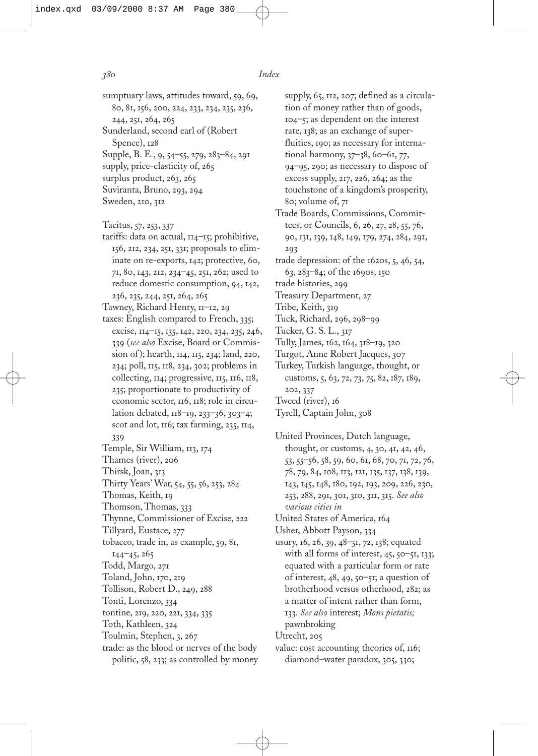sumptuary laws, attitudes toward, 59, 69, 80, 81, 156, 200, 224, 233, 234, 235, 236, 244, 251, 264, 265
Sunderland, second earl of (Robert Spence), 128
Supple, B. E., 9, 54–55, 279, 283–84, 291
supply, price-elasticity of, 265
surplus product, 263, 265
Suviranta, Bruno, 293, 294
Sweden, 210, 312

Tacitus, 57, 253, 337
tariffs: data on actual, 114–15; prohibitive, 156, 212, 234, 251, 331; proposals to eliminate on re-exports, 142; protective, 60, 71, 80, 143, 212, 234–45, 251, 262; used to reduce domestic consumption, 94, 142, 236, 235, 244, 251, 264, 265
Tawney, Richard Henry, 11–12, 29
taxes: English compared to French, 335; excise, 114–15, 135, 142, 220, 234, 235, 246, 339 (*see also* Excise, Board or Commission of); hearth, 114, 115, 234; land, 220, 234; poll, 115, 118, 234, 302; problems in collecting, 114; progressive, 115, 116, 118, 235; proportionate to productivity of economic sector, 116, 118; role in circulation debated, 118–19, 233–36, 303–4; scot and lot, 116; tax farming, 235, 114, 339
Temple, Sir William, 113, 174
Thames (river), 206
Thirsk, Joan, 313
Thirty Years' War, 54, 55, 56, 253, 284
Thomas, Keith, 19
Thomson, Thomas, 333
Thynne, Commissioner of Excise, 222
Tillyard, Eustace, 277
tobacco, trade in, as example, 59, 81, 144–45, 265
Todd, Margo, 271
Toland, John, 170, 219
Tollison, Robert D., 249, 288
Tonti, Lorenzo, 334
tontine, 219, 220, 221, 334, 335
Toth, Kathleen, 324
Toulmin, Stephen, 3, 267
trade: as the blood or nerves of the body politic, 58, 233; as controlled by money supply, 65, 112, 207; defined as a circulation of money rather than of goods, 104–5; as dependent on the interest rate, 138; as an exchange of superfluities, 190; as necessary for international harmony, 37–38, 60–61, 77, 94–95, 290; as necessary to dispose of excess supply, 217, 226, 264; as the touchstone of a kingdom's prosperity, 80; volume of, 71
Trade Boards, Commissions, Committees, or Councils, 6, 26, 27, 28, 55, 76, 90, 131, 139, 148, 149, 179, 274, 284, 291, 293
trade depression: of the 1620s, 5, 46, 54, 63, 283–84; of the 1690s, 150
trade histories, 299
Treasury Department, 27
Tribe, Keith, 319
Tuck, Richard, 296, 298–99
Tucker, G. S. L., 317
Tully, James, 162, 164, 318–19, 320
Turgot, Anne Robert Jacques, 307
Turkey, Turkish language, thought, or customs, 5, 63, 72, 73, 75, 82, 187, 189, 202, 337
Tweed (river), 16
Tyrell, Captain John, 308

United Provinces, Dutch language, thought, or customs, 4, 30, 41, 42, 46, 53, 55–56, 58, 59, 60, 61, 68, 70, 71, 72, 76, 78, 79, 84, 108, 113, 121, 135, 137, 138, 139, 143, 145, 148, 180, 192, 193, 209, 226, 230, 253, 288, 291, 301, 310, 311, 315. *See also various cities in*
United States of America, 164
Usher, Abbott Payson, 334
usury, 16, 26, 39, 48–51, 72, 138; equated with all forms of interest, 45, 50–51, 133; equated with a particular form or rate of interest, 48, 49, 50–51; a question of brotherhood versus otherhood, 282; as a matter of intent rather than form, 133. *See also* interest; *Mons pietatis;* pawnbroking
Utrecht, 205
value: cost accounting theories of, 116; diamond–water paradox, 305, 330;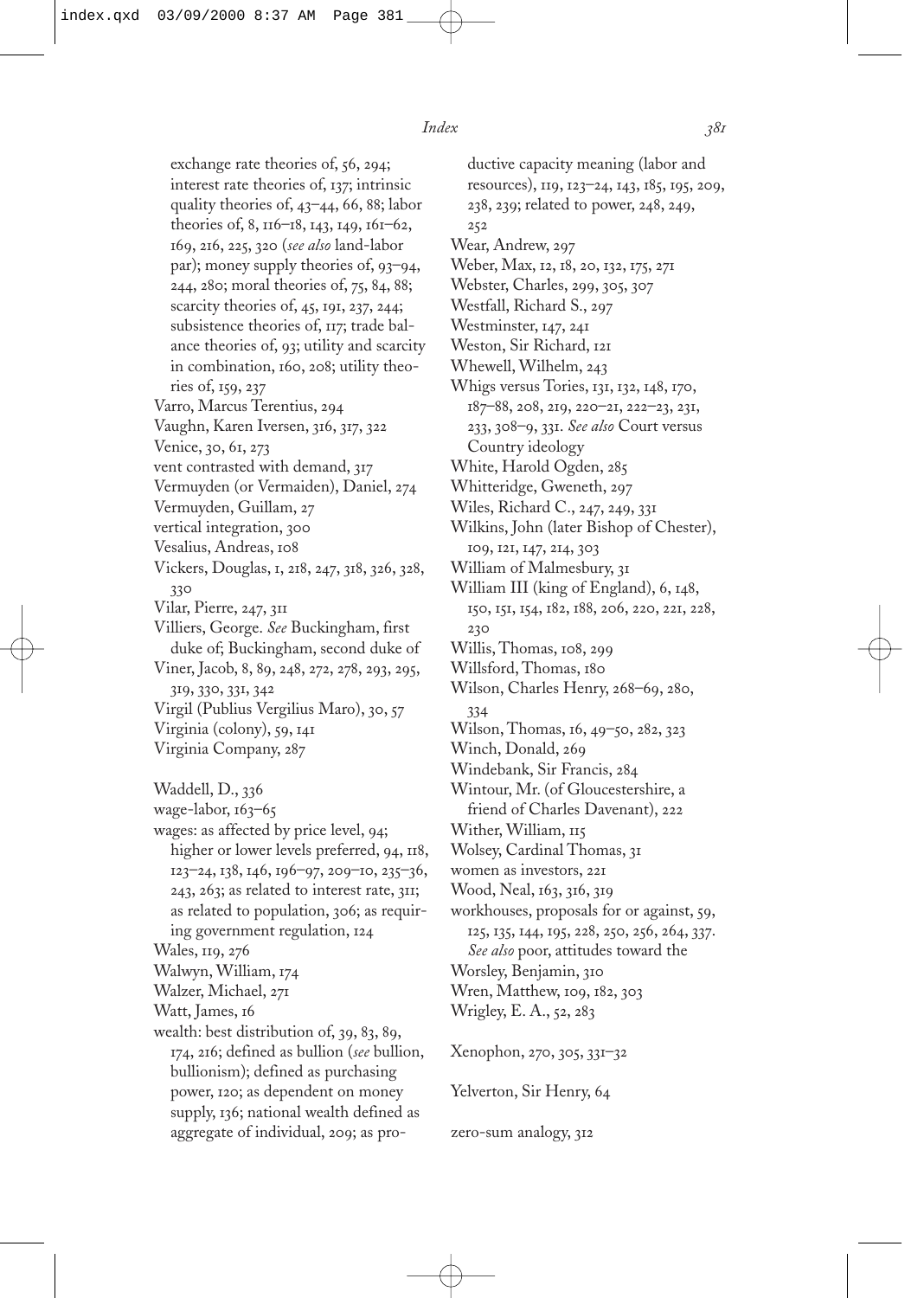exchange rate theories of, 56, 294; interest rate theories of, 137; intrinsic quality theories of, 43–44, 66, 88; labor theories of, 8, 116–18, 143, 149, 161–62, 169, 216, 225, 320 (*see also* land-labor par); money supply theories of, 93–94, 244, 280; moral theories of, 75, 84, 88; scarcity theories of, 45, 191, 237, 244; subsistence theories of, 117; trade balance theories of, 93; utility and scarcity in combination, 160, 208; utility theories of, 159, 237

Varro, Marcus Terentius, 294

Vaughn, Karen Iversen, 316, 317, 322

Venice, 30, 61, 273

vent contrasted with demand, 317

Vermuyden (or Vermaiden), Daniel, 274

Vermuyden, Guillam, 27

vertical integration, 300

Vesalius, Andreas, 108

Vickers, Douglas, 1, 218, 247, 318, 326, 328, 330

Vilar, Pierre, 247, 311

Villiers, George. *See* Buckingham, first duke of; Buckingham, second duke of

Viner, Jacob, 8, 89, 248, 272, 278, 293, 295, 319, 330, 331, 342

Virgil (Publius Vergilius Maro), 30, 57

Virginia (colony), 59, 141

Virginia Company, 287

Waddell, D., 336

wage-labor, 163–65

wages: as affected by price level, 94; higher or lower levels preferred, 94, 118, 123–24, 138, 146, 196–97, 209–10, 235–36, 243, 263; as related to interest rate, 311; as related to population, 306; as requiring government regulation, 124

Wales, 119, 276

Walwyn, William, 174

Walzer, Michael, 271

Watt, James, 16

wealth: best distribution of, 39, 83, 89, 174, 216; defined as bullion (*see* bullion, bullionism); defined as purchasing power, 120; as dependent on money supply, 136; national wealth defined as aggregate of individual, 209; as productive capacity meaning (labor and resources), 119, 123–24, 143, 185, 195, 209, 238, 239; related to power, 248, 249, 252

Wear, Andrew, 297

Weber, Max, 12, 18, 20, 132, 175, 271

Webster, Charles, 299, 305, 307

Westfall, Richard S., 297

Westminster, 147, 241

Weston, Sir Richard, 121

Whewell, Wilhelm, 243

Whigs versus Tories, 131, 132, 148, 170, 187–88, 208, 219, 220–21, 222–23, 231, 233, 308–9, 331. *See also* Court versus Country ideology

White, Harold Ogden, 285

Whitteridge, Gweneth, 297

Wiles, Richard C., 247, 249, 331

Wilkins, John (later Bishop of Chester), 109, 121, 147, 214, 303

William of Malmesbury, 31

William III (king of England), 6, 148, 150, 151, 154, 182, 188, 206, 220, 221, 228, 230

Willis, Thomas, 108, 299

Willsford, Thomas, 180

Wilson, Charles Henry, 268–69, 280, 334

Wilson, Thomas, 16, 49–50, 282, 323

Winch, Donald, 269

Windebank, Sir Francis, 284

Wintour, Mr. (of Gloucestershire, a friend of Charles Davenant), 222

Wither, William, 115

Wolsey, Cardinal Thomas, 31

women as investors, 221

Wood, Neal, 163, 316, 319

workhouses, proposals for or against, 59, 125, 135, 144, 195, 228, 250, 256, 264, 337. *See also* poor, attitudes toward the

Worsley, Benjamin, 310

Wren, Matthew, 109, 182, 303

Wrigley, E. A., 52, 283

Xenophon, 270, 305, 331–32

Yelverton, Sir Henry, 64

zero-sum analogy, 312